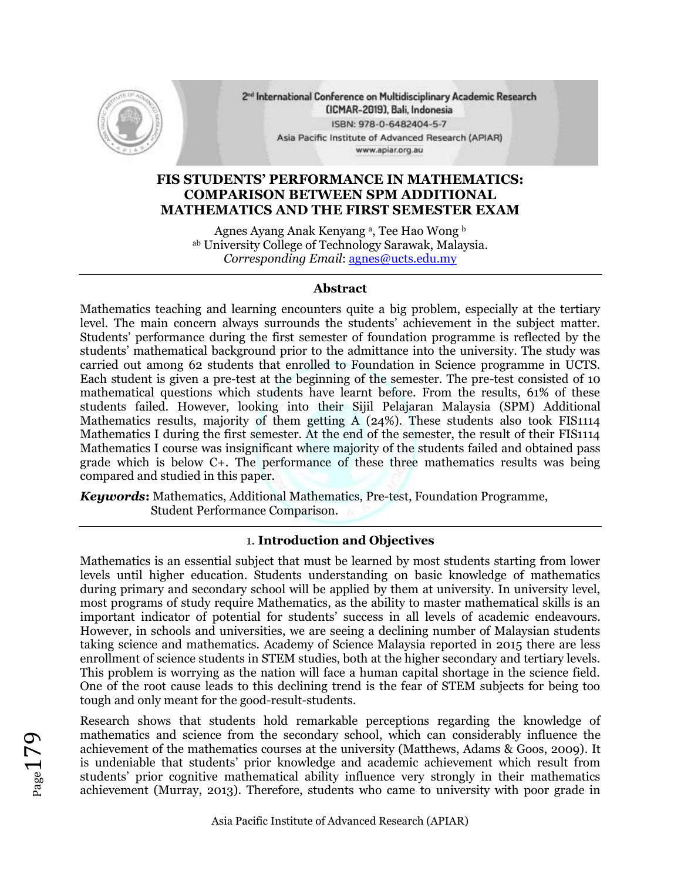# FIS STUDENTS' PERFORMANCE IN MATHEMATICS: COMPARISON BETWEEN SPM ADDITIONAL MATHEMATICS AND THE FIRST SEMESTER EXAM

Agnes Ayang Anak Kenyang [a], Tee Hao Wong [b]

[ab] University College of Technology Sarawak, Malaysia.

*Corresponding Email*: agnes@ucts.edu.my

---

**Abstract**

Mathematics teaching and learning encounters quite a big problem, especially at the tertiary level. The main concern always surrounds the students' achievement in the subject matter. Students' performance during the first semester of foundation programme is reflected by the students' mathematical background prior to the admittance into the university. The study was carried out among 62 students that enrolled to Foundation in Science programme in UCTS. Each student is given a pre-test at the beginning of the semester. The pre-test consisted of 10 mathematical questions which students have learnt before. From the results, 61% of these students failed. However, looking into their Sijil Pelajaran Malaysia (SPM) Additional Mathematics results, majority of them getting A (24%). These students also took FIS1114 Mathematics I during the first semester. At the end of the semester, the result of their FIS1114 Mathematics I course was insignificant where majority of the students failed and obtained pass grade which is below C+. The performance of these three mathematics results was being compared and studied in this paper.

***Keywords*:** Mathematics, Additional Mathematics, Pre-test, Foundation Programme, Student Performance Comparison.

---

## 1. Introduction and Objectives

Mathematics is an essential subject that must be learned by most students starting from lower levels until higher education. Students understanding on basic knowledge of mathematics during primary and secondary school will be applied by them at university. In university level, most programs of study require Mathematics, as the ability to master mathematical skills is an important indicator of potential for students' success in all levels of academic endeavours. However, in schools and universities, we are seeing a declining number of Malaysian students taking science and mathematics. Academy of Science Malaysia reported in 2015 there are less enrollment of science students in STEM studies, both at the higher secondary and tertiary levels. This problem is worrying as the nation will face a human capital shortage in the science field. One of the root cause leads to this declining trend is the fear of STEM subjects for being too tough and only meant for the good-result-students.

Research shows that students hold remarkable perceptions regarding the knowledge of mathematics and science from the secondary school, which can considerably influence the achievement of the mathematics courses at the university (Matthews, Adams & Goos, 2009). It is undeniable that students' prior knowledge and academic achievement which result from students' prior cognitive mathematical ability influence very strongly in their mathematics achievement (Murray, 2013). Therefore, students who came to university with poor grade in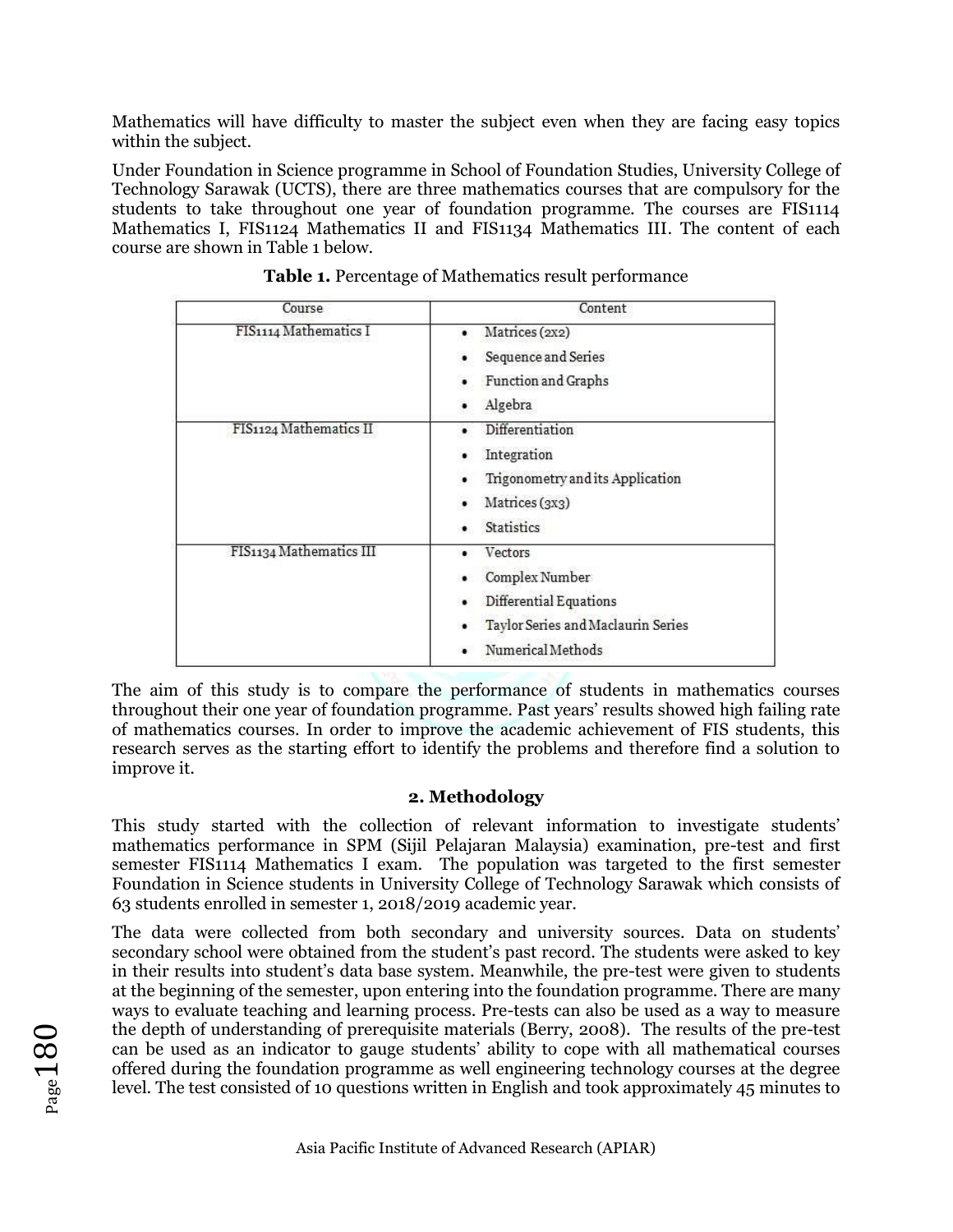Mathematics will have difficulty to master the subject even when they are facing easy topics within the subject.

Under Foundation in Science programme in School of Foundation Studies, University College of Technology Sarawak (UCTS), there are three mathematics courses that are compulsory for the students to take throughout one year of foundation programme. The courses are FIS1114 Mathematics I, FIS1124 Mathematics II and FIS1134 Mathematics III. The content of each course are shown in Table 1 below.

**Table 1.** Percentage of Mathematics result performance

| Course | Content |
|---|---|
| FIS1114 Mathematics I | • Matrices (2x2)<br>• Sequence and Series<br>• Function and Graphs<br>• Algebra |
| FIS1124 Mathematics II | • Differentiation<br>• Integration<br>• Trigonometry and its Application<br>• Matrices (3x3)<br>• Statistics |
| FIS1134 Mathematics III | • Vectors<br>• Complex Number<br>• Differential Equations<br>• Taylor Series and Maclaurin Series<br>• Numerical Methods |

The aim of this study is to compare the performance of students in mathematics courses throughout their one year of foundation programme. Past years' results showed high failing rate of mathematics courses. In order to improve the academic achievement of FIS students, this research serves as the starting effort to identify the problems and therefore find a solution to improve it.

## 2. Methodology

This study started with the collection of relevant information to investigate students' mathematics performance in SPM (Sijil Pelajaran Malaysia) examination, pre-test and first semester FIS1114 Mathematics I exam. The population was targeted to the first semester Foundation in Science students in University College of Technology Sarawak which consists of 63 students enrolled in semester 1, 2018/2019 academic year.

The data were collected from both secondary and university sources. Data on students' secondary school were obtained from the student's past record. The students were asked to key in their results into student's data base system. Meanwhile, the pre-test were given to students at the beginning of the semester, upon entering into the foundation programme. There are many ways to evaluate teaching and learning process. Pre-tests can also be used as a way to measure the depth of understanding of prerequisite materials (Berry, 2008). The results of the pre-test can be used as an indicator to gauge students' ability to cope with all mathematical courses offered during the foundation programme as well engineering technology courses at the degree level. The test consisted of 10 questions written in English and took approximately 45 minutes to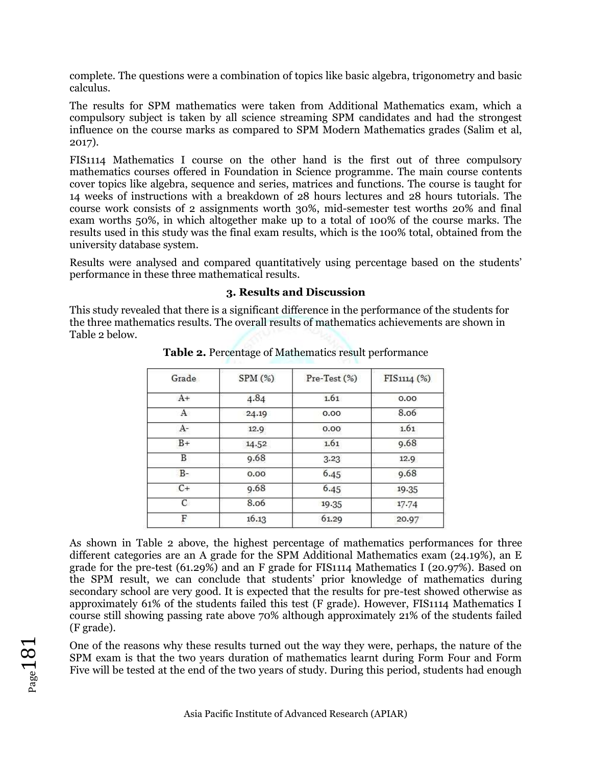complete. The questions were a combination of topics like basic algebra, trigonometry and basic calculus.

The results for SPM mathematics were taken from Additional Mathematics exam, which a compulsory subject is taken by all science streaming SPM candidates and had the strongest influence on the course marks as compared to SPM Modern Mathematics grades (Salim et al, 2017).

FIS1114 Mathematics I course on the other hand is the first out of three compulsory mathematics courses offered in Foundation in Science programme. The main course contents cover topics like algebra, sequence and series, matrices and functions. The course is taught for 14 weeks of instructions with a breakdown of 28 hours lectures and 28 hours tutorials. The course work consists of 2 assignments worth 30%, mid-semester test worths 20% and final exam worths 50%, in which altogether make up to a total of 100% of the course marks. The results used in this study was the final exam results, which is the 100% total, obtained from the university database system.

Results were analysed and compared quantitatively using percentage based on the students' performance in these three mathematical results.

### 3. Results and Discussion

This study revealed that there is a significant difference in the performance of the students for the three mathematics results. The overall results of mathematics achievements are shown in Table 2 below.

**Table 2.** Percentage of Mathematics result performance

| Grade | SPM (%) | Pre-Test (%) | FIS1114 (%) |
|---|---|---|---|
| A+ | 4.84 | 1.61 | 0.00 |
| A | 24.19 | 0.00 | 8.06 |
| A- | 12.9 | 0.00 | 1.61 |
| B+ | 14.52 | 1.61 | 9.68 |
| B | 9.68 | 3.23 | 12.9 |
| B- | 0.00 | 6.45 | 9.68 |
| C+ | 9.68 | 6.45 | 19.35 |
| C | 8.06 | 19.35 | 17.74 |
| F | 16.13 | 61.29 | 20.97 |

As shown in Table 2 above, the highest percentage of mathematics performances for three different categories are an A grade for the SPM Additional Mathematics exam (24.19%), an E grade for the pre-test (61.29%) and an F grade for FIS1114 Mathematics I (20.97%). Based on the SPM result, we can conclude that students' prior knowledge of mathematics during secondary school are very good. It is expected that the results for pre-test showed otherwise as approximately 61% of the students failed this test (F grade). However, FIS1114 Mathematics I course still showing passing rate above 70% although approximately 21% of the students failed (F grade).

One of the reasons why these results turned out the way they were, perhaps, the nature of the SPM exam is that the two years duration of mathematics learnt during Form Four and Form Five will be tested at the end of the two years of study. During this period, students had enough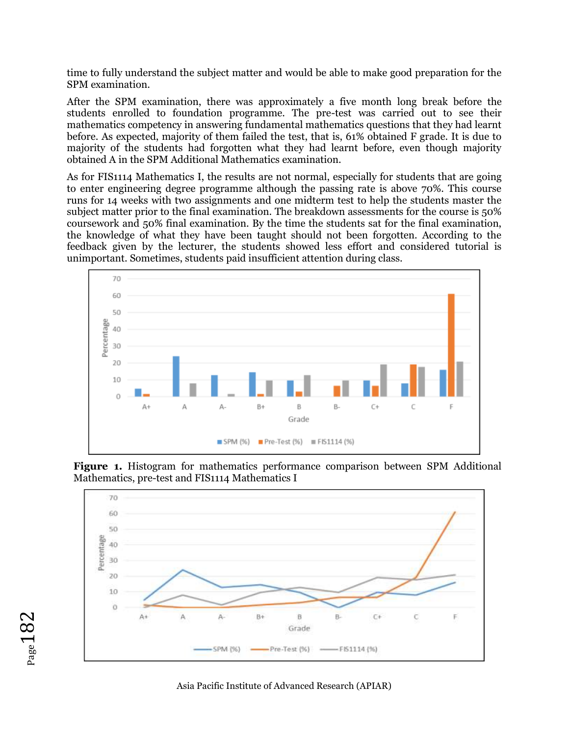time to fully understand the subject matter and would be able to make good preparation for the SPM examination.

After the SPM examination, there was approximately a five month long break before the students enrolled to foundation programme. The pre-test was carried out to see their mathematics competency in answering fundamental mathematics questions that they had learnt before. As expected, majority of them failed the test, that is, 61% obtained F grade. It is due to majority of the students had forgotten what they had learnt before, even though majority obtained A in the SPM Additional Mathematics examination.

As for FIS1114 Mathematics I, the results are not normal, especially for students that are going to enter engineering degree programme although the passing rate is above 70%. This course runs for 14 weeks with two assignments and one midterm test to help the students master the subject matter prior to the final examination. The breakdown assessments for the course is 50% coursework and 50% final examination. By the time the students sat for the final examination, the knowledge of what they have been taught should not been forgotten. According to the feedback given by the lecturer, the students showed less effort and considered tutorial is unimportant. Sometimes, students paid insufficient attention during class.

**Figure 1.** Histogram for mathematics performance comparison between SPM Additional Mathematics, pre-test and FIS1114 Mathematics I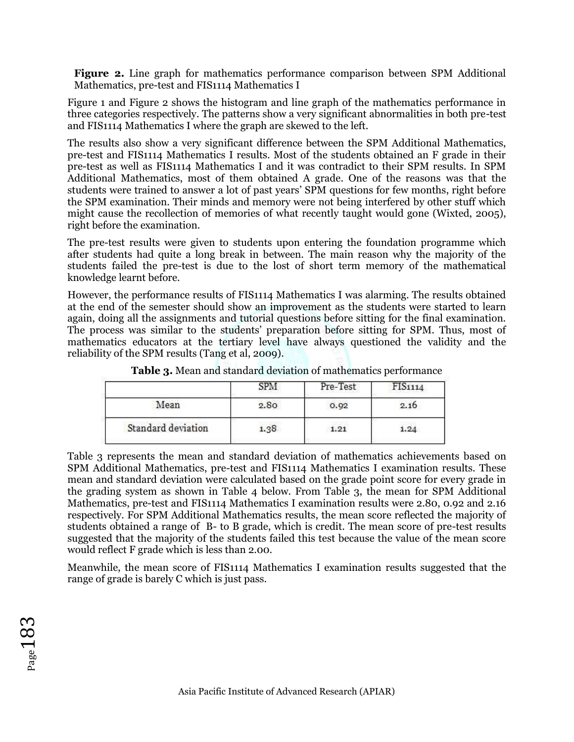**Figure 2.** Line graph for mathematics performance comparison between SPM Additional Mathematics, pre-test and FIS1114 Mathematics I

Figure 1 and Figure 2 shows the histogram and line graph of the mathematics performance in three categories respectively. The patterns show a very significant abnormalities in both pre-test and FIS1114 Mathematics I where the graph are skewed to the left.

The results also show a very significant difference between the SPM Additional Mathematics, pre-test and FIS1114 Mathematics I results. Most of the students obtained an F grade in their pre-test as well as FIS1114 Mathematics I and it was contradict to their SPM results. In SPM Additional Mathematics, most of them obtained A grade. One of the reasons was that the students were trained to answer a lot of past years' SPM questions for few months, right before the SPM examination. Their minds and memory were not being interfered by other stuff which might cause the recollection of memories of what recently taught would gone (Wixted, 2005), right before the examination.

The pre-test results were given to students upon entering the foundation programme which after students had quite a long break in between. The main reason why the majority of the students failed the pre-test is due to the lost of short term memory of the mathematical knowledge learnt before.

However, the performance results of FIS1114 Mathematics I was alarming. The results obtained at the end of the semester should show an improvement as the students were started to learn again, doing all the assignments and tutorial questions before sitting for the final examination. The process was similar to the students' preparation before sitting for SPM. Thus, most of mathematics educators at the tertiary level have always questioned the validity and the reliability of the SPM results (Tang et al, 2009).

**Table 3.** Mean and standard deviation of mathematics performance

| | SPM | Pre-Test | FIS1114 |
|---|---|---|---|
| Mean | 2.80 | 0.92 | 2.16 |
| Standard deviation | 1.38 | 1.21 | 1.24 |

Table 3 represents the mean and standard deviation of mathematics achievements based on SPM Additional Mathematics, pre-test and FIS1114 Mathematics I examination results. These mean and standard deviation were calculated based on the grade point score for every grade in the grading system as shown in Table 4 below. From Table 3, the mean for SPM Additional Mathematics, pre-test and FIS1114 Mathematics I examination results were 2.80, 0.92 and 2.16 respectively. For SPM Additional Mathematics results, the mean score reflected the majority of students obtained a range of B- to B grade, which is credit. The mean score of pre-test results suggested that the majority of the students failed this test because the value of the mean score would reflect F grade which is less than 2.00.

Meanwhile, the mean score of FIS1114 Mathematics I examination results suggested that the range of grade is barely C which is just pass.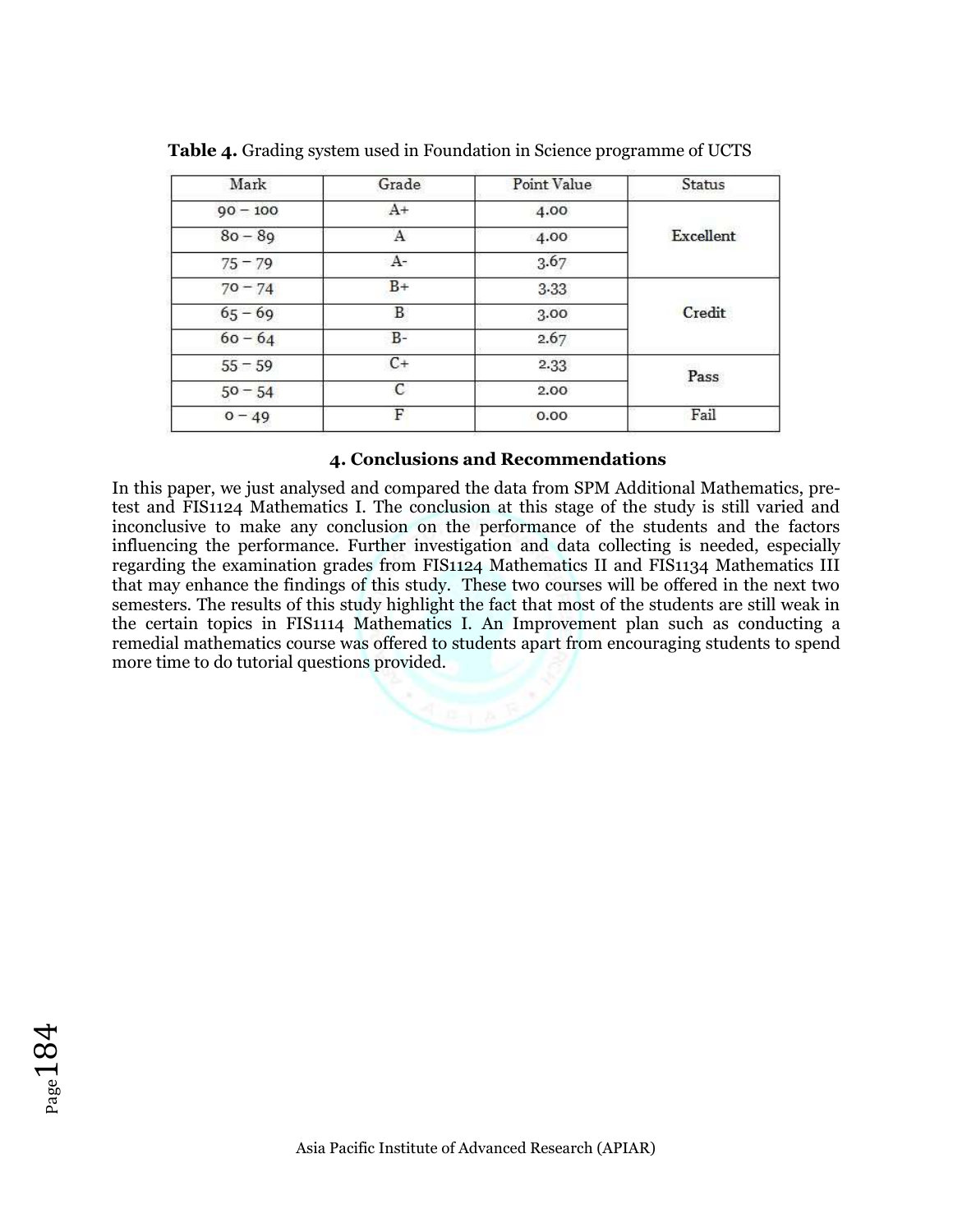**Table 4.** Grading system used in Foundation in Science programme of UCTS

| Mark | Grade | Point Value | Status |
|---|---|---|---|
| 90 – 100 | A+ | 4.00 | Excellent |
| 80 – 89 | A | 4.00 | |
| 75 – 79 | A- | 3.67 | |
| 70 – 74 | B+ | 3.33 | Credit |
| 65 – 69 | B | 3.00 | |
| 60 – 64 | B- | 2.67 | |
| 55 – 59 | C+ | 2.33 | Pass |
| 50 – 54 | C | 2.00 | |
| 0 – 49 | F | 0.00 | Fail |

## 4. Conclusions and Recommendations

In this paper, we just analysed and compared the data from SPM Additional Mathematics, pre-test and FIS1124 Mathematics I. The conclusion at this stage of the study is still varied and inconclusive to make any conclusion on the performance of the students and the factors influencing the performance. Further investigation and data collecting is needed, especially regarding the examination grades from FIS1124 Mathematics II and FIS1134 Mathematics III that may enhance the findings of this study. These two courses will be offered in the next two semesters. The results of this study highlight the fact that most of the students are still weak in the certain topics in FIS1114 Mathematics I. An Improvement plan such as conducting a remedial mathematics course was offered to students apart from encouraging students to spend more time to do tutorial questions provided.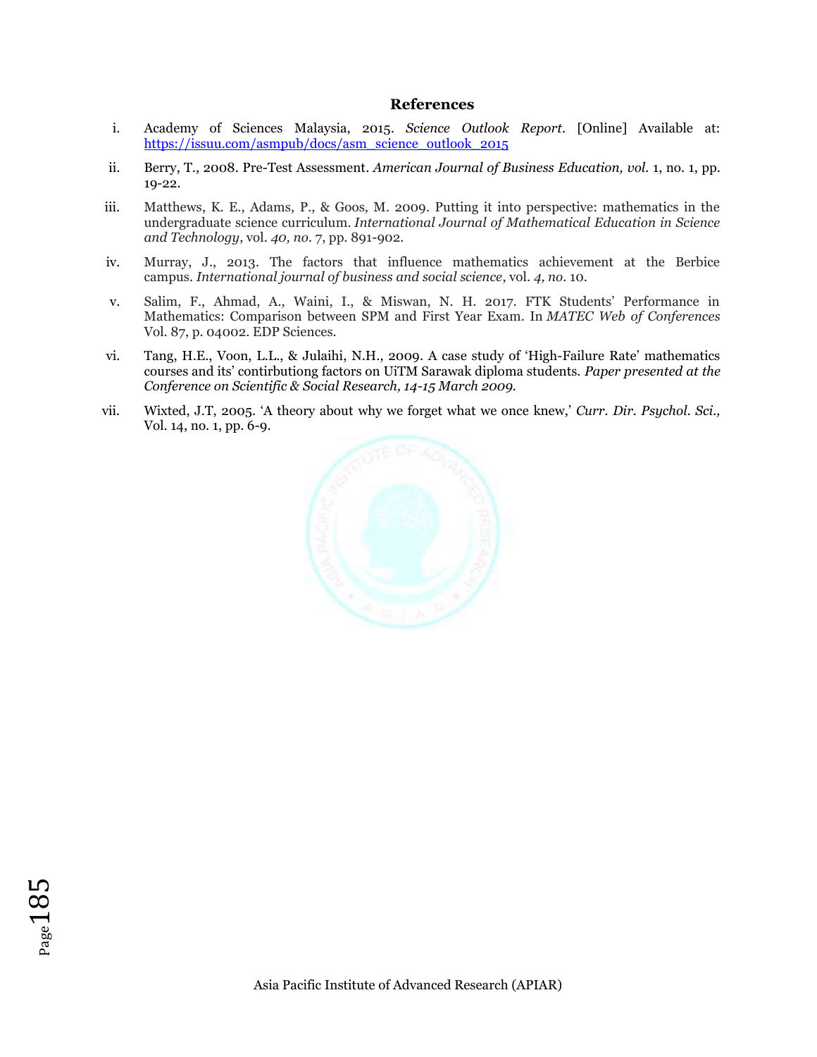## References

i. Academy of Sciences Malaysia, 2015. *Science Outlook Report*. [Online] Available at: https://issuu.com/asmpub/docs/asm_science_outlook_2015

ii. Berry, T., 2008. Pre-Test Assessment. *American Journal of Business Education, vol.* 1, no. 1, pp. 19-22.

iii. Matthews, K. E., Adams, P., & Goos, M. 2009. Putting it into perspective: mathematics in the undergraduate science curriculum. *International Journal of Mathematical Education in Science and Technology*, vol. *40, no.* 7, pp. 891-902.

iv. Murray, J., 2013. The factors that influence mathematics achievement at the Berbice campus. *International journal of business and social science*, vol. *4, no.* 10.

v. Salim, F., Ahmad, A., Waini, I., & Miswan, N. H. 2017. FTK Students' Performance in Mathematics: Comparison between SPM and First Year Exam. In *MATEC Web of Conferences* Vol. 87, p. 04002. EDP Sciences.

vi. Tang, H.E., Voon, L.L., & Julaihi, N.H., 2009. A case study of 'High-Failure Rate' mathematics courses and its' contirbutiong factors on UiTM Sarawak diploma students. *Paper presented at the Conference on Scientific & Social Research, 14-15 March 2009.*

vii. Wixted, J.T, 2005. 'A theory about why we forget what we once knew,' *Curr. Dir. Psychol. Sci.,* Vol. 14, no. 1, pp. 6-9.